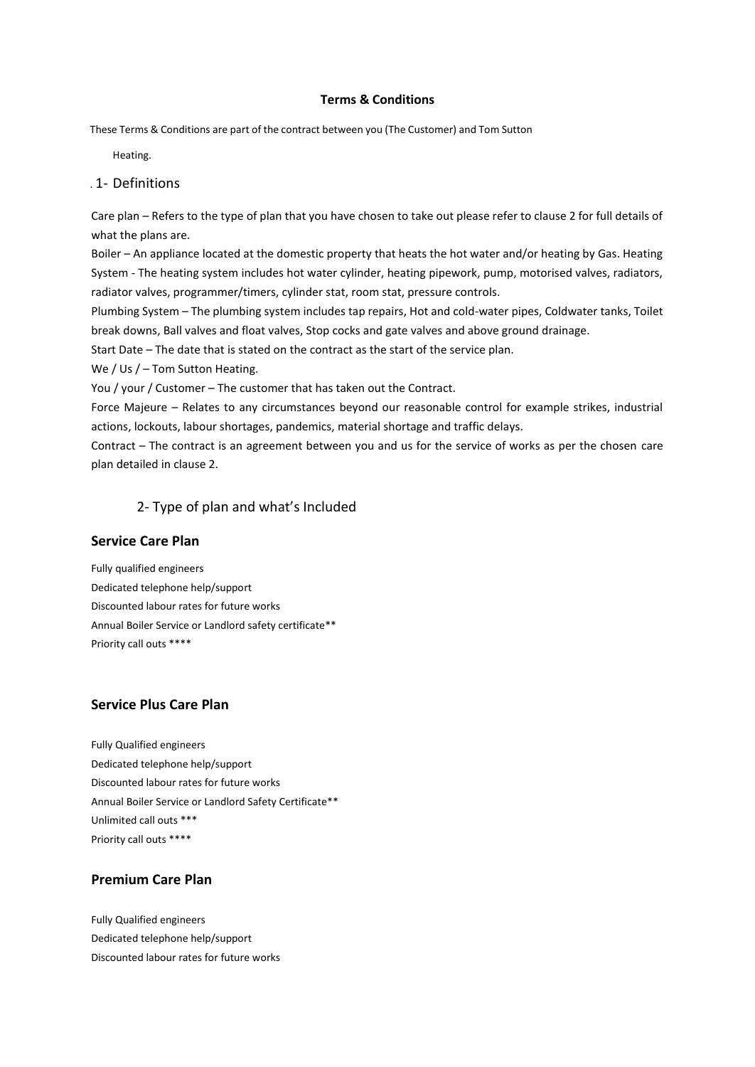**Terms & Conditions**

These Terms & Conditions are part of the contract between you (The Customer) and Tom Sutton Heating.

## 1- Definitions

Care plan – Refers to the type of plan that you have chosen to take out please refer to clause 2 for full details of what the plans are.

Boiler – An appliance located at the domestic property that heats the hot water and/or heating by Gas. Heating System - The heating system includes hot water cylinder, heating pipework, pump, motorised valves, radiators, radiator valves, programmer/timers, cylinder stat, room stat, pressure controls.

Plumbing System – The plumbing system includes tap repairs, Hot and cold-water pipes, Coldwater tanks, Toilet break downs, Ball valves and float valves, Stop cocks and gate valves and above ground drainage.

Start Date – The date that is stated on the contract as the start of the service plan.

We / Us / – Tom Sutton Heating.

You / your / Customer – The customer that has taken out the Contract.

Force Majeure – Relates to any circumstances beyond our reasonable control for example strikes, industrial actions, lockouts, labour shortages, pandemics, material shortage and traffic delays.

Contract – The contract is an agreement between you and us for the service of works as per the chosen care plan detailed in clause 2.

## 2- Type of plan and what's Included

### Service Care Plan

Fully qualified engineers
Dedicated telephone help/support
Discounted labour rates for future works
Annual Boiler Service or Landlord safety certificate**
Priority call outs ****

### Service Plus Care Plan

Fully Qualified engineers
Dedicated telephone help/support
Discounted labour rates for future works
Annual Boiler Service or Landlord Safety Certificate**
Unlimited call outs ***
Priority call outs ****

### Premium Care Plan

Fully Qualified engineers
Dedicated telephone help/support
Discounted labour rates for future works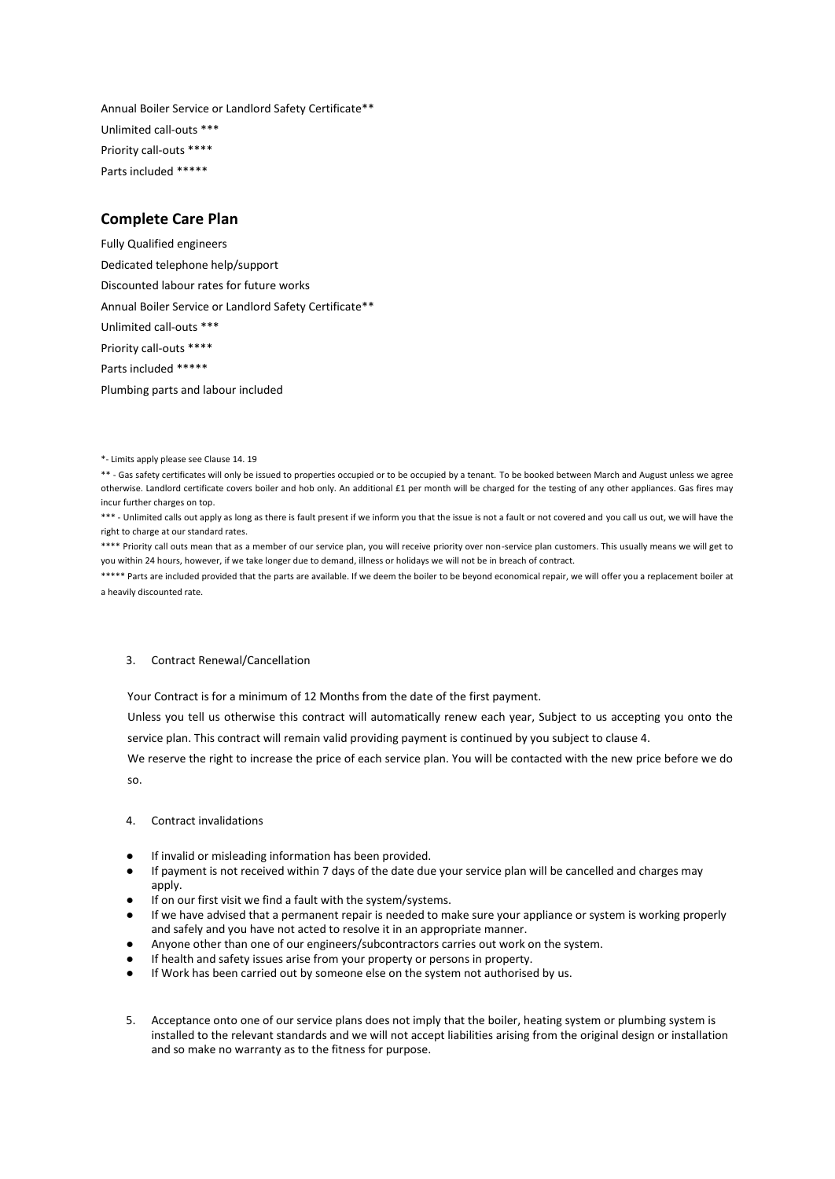Annual Boiler Service or Landlord Safety Certificate**

Unlimited call-outs ***

Priority call-outs ****

Parts included *****

## Complete Care Plan

Fully Qualified engineers

Dedicated telephone help/support

Discounted labour rates for future works

Annual Boiler Service or Landlord Safety Certificate**

Unlimited call-outs ***

Priority call-outs ****

Parts included *****

Plumbing parts and labour included

*- Limits apply please see Clause 14. 19

** - Gas safety certificates will only be issued to properties occupied or to be occupied by a tenant. To be booked between March and August unless we agree otherwise. Landlord certificate covers boiler and hob only. An additional £1 per month will be charged for the testing of any other appliances. Gas fires may incur further charges on top.

*** - Unlimited calls out apply as long as there is fault present if we inform you that the issue is not a fault or not covered and you call us out, we will have the right to charge at our standard rates.

**** Priority call outs mean that as a member of our service plan, you will receive priority over non-service plan customers. This usually means we will get to you within 24 hours, however, if we take longer due to demand, illness or holidays we will not be in breach of contract.

***** Parts are included provided that the parts are available. If we deem the boiler to be beyond economical repair, we will offer you a replacement boiler at a heavily discounted rate.

3. Contract Renewal/Cancellation

Your Contract is for a minimum of 12 Months from the date of the first payment.

Unless you tell us otherwise this contract will automatically renew each year, Subject to us accepting you onto the service plan. This contract will remain valid providing payment is continued by you subject to clause 4.

We reserve the right to increase the price of each service plan. You will be contacted with the new price before we do so.

4. Contract invalidations

- If invalid or misleading information has been provided.
- If payment is not received within 7 days of the date due your service plan will be cancelled and charges may apply.
- If on our first visit we find a fault with the system/systems.
- If we have advised that a permanent repair is needed to make sure your appliance or system is working properly and safely and you have not acted to resolve it in an appropriate manner.
- Anyone other than one of our engineers/subcontractors carries out work on the system.
- If health and safety issues arise from your property or persons in property.
- If Work has been carried out by someone else on the system not authorised by us.

5. Acceptance onto one of our service plans does not imply that the boiler, heating system or plumbing system is installed to the relevant standards and we will not accept liabilities arising from the original design or installation and so make no warranty as to the fitness for purpose.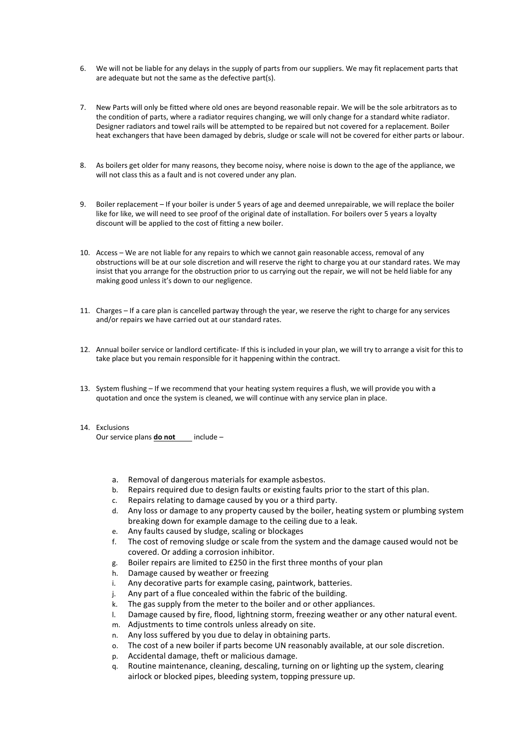6. We will not be liable for any delays in the supply of parts from our suppliers. We may fit replacement parts that are adequate but not the same as the defective part(s).

7. New Parts will only be fitted where old ones are beyond reasonable repair. We will be the sole arbitrators as to the condition of parts, where a radiator requires changing, we will only change for a standard white radiator. Designer radiators and towel rails will be attempted to be repaired but not covered for a replacement. Boiler heat exchangers that have been damaged by debris, sludge or scale will not be covered for either parts or labour.

8. As boilers get older for many reasons, they become noisy, where noise is down to the age of the appliance, we will not class this as a fault and is not covered under any plan.

9. Boiler replacement – If your boiler is under 5 years of age and deemed unrepairable, we will replace the boiler like for like, we will need to see proof of the original date of installation. For boilers over 5 years a loyalty discount will be applied to the cost of fitting a new boiler.

10. Access – We are not liable for any repairs to which we cannot gain reasonable access, removal of any obstructions will be at our sole discretion and will reserve the right to charge you at our standard rates. We may insist that you arrange for the obstruction prior to us carrying out the repair, we will not be held liable for any making good unless it's down to our negligence.

11. Charges – If a care plan is cancelled partway through the year, we reserve the right to charge for any services and/or repairs we have carried out at our standard rates.

12. Annual boiler service or landlord certificate- If this is included in your plan, we will try to arrange a visit for this to take place but you remain responsible for it happening within the contract.

13. System flushing – If we recommend that your heating system requires a flush, we will provide you with a quotation and once the system is cleaned, we will continue with any service plan in place.

14. Exclusions
    Our service plans **do not** include –

    a. Removal of dangerous materials for example asbestos.
    b. Repairs required due to design faults or existing faults prior to the start of this plan.
    c. Repairs relating to damage caused by you or a third party.
    d. Any loss or damage to any property caused by the boiler, heating system or plumbing system breaking down for example damage to the ceiling due to a leak.
    e. Any faults caused by sludge, scaling or blockages
    f. The cost of removing sludge or scale from the system and the damage caused would not be covered. Or adding a corrosion inhibitor.
    g. Boiler repairs are limited to £250 in the first three months of your plan
    h. Damage caused by weather or freezing
    i. Any decorative parts for example casing, paintwork, batteries.
    j. Any part of a flue concealed within the fabric of the building.
    k. The gas supply from the meter to the boiler and or other appliances.
    l. Damage caused by fire, flood, lightning storm, freezing weather or any other natural event.
    m. Adjustments to time controls unless already on site.
    n. Any loss suffered by you due to delay in obtaining parts.
    o. The cost of a new boiler if parts become UN reasonably available, at our sole discretion.
    p. Accidental damage, theft or malicious damage.
    q. Routine maintenance, cleaning, descaling, turning on or lighting up the system, clearing airlock or blocked pipes, bleeding system, topping pressure up.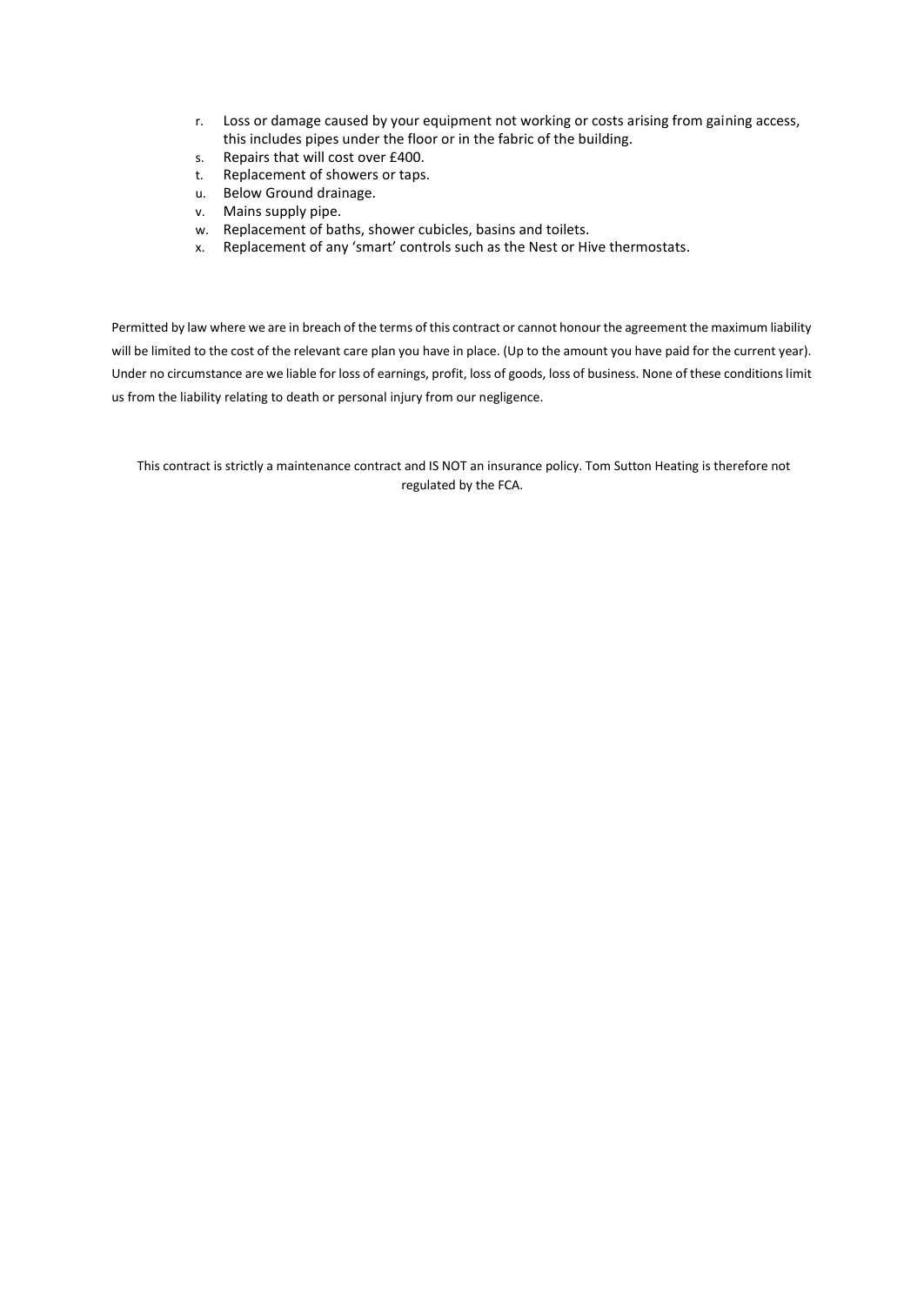r. Loss or damage caused by your equipment not working or costs arising from gaining access, this includes pipes under the floor or in the fabric of the building.
s. Repairs that will cost over £400.
t. Replacement of showers or taps.
u. Below Ground drainage.
v. Mains supply pipe.
w. Replacement of baths, shower cubicles, basins and toilets.
x. Replacement of any 'smart' controls such as the Nest or Hive thermostats.

Permitted by law where we are in breach of the terms of this contract or cannot honour the agreement the maximum liability will be limited to the cost of the relevant care plan you have in place. (Up to the amount you have paid for the current year). Under no circumstance are we liable for loss of earnings, profit, loss of goods, loss of business. None of these conditions limit us from the liability relating to death or personal injury from our negligence.

This contract is strictly a maintenance contract and IS NOT an insurance policy. Tom Sutton Heating is therefore not regulated by the FCA.